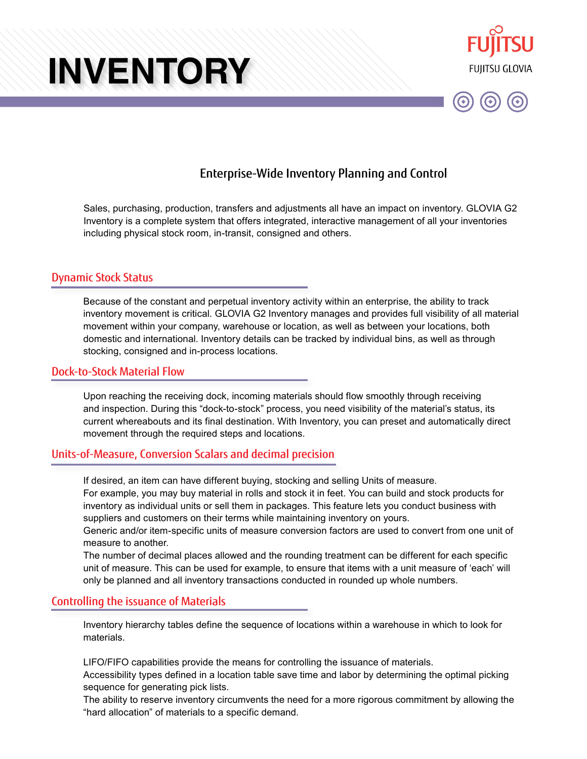# INVENTORY

FUJITSU

FUJITSU GLOVIA

## Enterprise-Wide Inventory Planning and Control

Sales, purchasing, production, transfers and adjustments all have an impact on inventory. GLOVIA G2 Inventory is a complete system that offers integrated, interactive management of all your inventories including physical stock room, in-transit, consigned and others.

### Dynamic Stock Status

Because of the constant and perpetual inventory activity within an enterprise, the ability to track inventory movement is critical. GLOVIA G2 Inventory manages and provides full visibility of all material movement within your company, warehouse or location, as well as between your locations, both domestic and international. Inventory details can be tracked by individual bins, as well as through stocking, consigned and in-process locations.

### Dock-to-Stock Material Flow

Upon reaching the receiving dock, incoming materials should flow smoothly through receiving and inspection. During this “dock-to-stock” process, you need visibility of the material’s status, its current whereabouts and its final destination. With Inventory, you can preset and automatically direct movement through the required steps and locations.

### Units-of-Measure, Conversion Scalars and decimal precision

If desired, an item can have different buying, stocking and selling Units of measure.
For example, you may buy material in rolls and stock it in feet. You can build and stock products for inventory as individual units or sell them in packages. This feature lets you conduct business with suppliers and customers on their terms while maintaining inventory on yours.
Generic and/or item-specific units of measure conversion factors are used to convert from one unit of measure to another.
The number of decimal places allowed and the rounding treatment can be different for each specific unit of measure. This can be used for example, to ensure that items with a unit measure of ‘each’ will only be planned and all inventory transactions conducted in rounded up whole numbers.

### Controlling the issuance of Materials

Inventory hierarchy tables define the sequence of locations within a warehouse in which to look for materials.

LIFO/FIFO capabilities provide the means for controlling the issuance of materials.
Accessibility types defined in a location table save time and labor by determining the optimal picking sequence for generating pick lists.
The ability to reserve inventory circumvents the need for a more rigorous commitment by allowing the “hard allocation” of materials to a specific demand.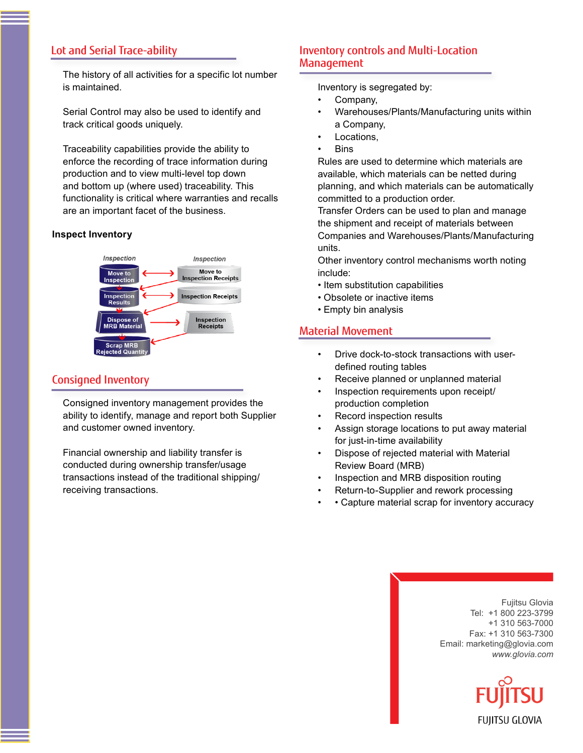## Lot and Serial Trace-ability

The history of all activities for a specific lot number is maintained.

Serial Control may also be used to identify and track critical goods uniquely.

Traceability capabilities provide the ability to enforce the recording of trace information during production and to view multi-level top down and bottom up (where used) traceability. This functionality is critical where warranties and recalls are an important facet of the business.

**Inspect Inventory**

Inspection

Inspection

Move to Inspection

Move to Inspection Receipts

Inspection Results

Inspection Receipts

Dispose of MRB Material

Inspection Receipts

Scrap MRB Rejected Quantity

## Consigned Inventory

Consigned inventory management provides the ability to identify, manage and report both Supplier and customer owned inventory.

Financial ownership and liability transfer is conducted during ownership transfer/usage transactions instead of the traditional shipping/ receiving transactions.

## Inventory controls and Multi-Location Management

Inventory is segregated by:

- Company,
- Warehouses/Plants/Manufacturing units within a Company,
- Locations,
- Bins

Rules are used to determine which materials are available, which materials can be netted during planning, and which materials can be automatically committed to a production order.

Transfer Orders can be used to plan and manage the shipment and receipt of materials between Companies and Warehouses/Plants/Manufacturing units.

Other inventory control mechanisms worth noting include:

- Item substitution capabilities
- Obsolete or inactive items
- Empty bin analysis

## Material Movement

- Drive dock-to-stock transactions with user-defined routing tables
- Receive planned or unplanned material
- Inspection requirements upon receipt/ production completion
- Record inspection results
- Assign storage locations to put away material for just-in-time availability
- Dispose of rejected material with Material Review Board (MRB)
- Inspection and MRB disposition routing
- Return-to-Supplier and rework processing
- • Capture material scrap for inventory accuracy

Fujitsu Glovia  
Tel: +1 800 223-3799  
+1 310 563-7000  
Fax: +1 310 563-7300  
Email: marketing@glovia.com  
*www.glovia.com*

FUJITSU

FUJITSU GLOVIA